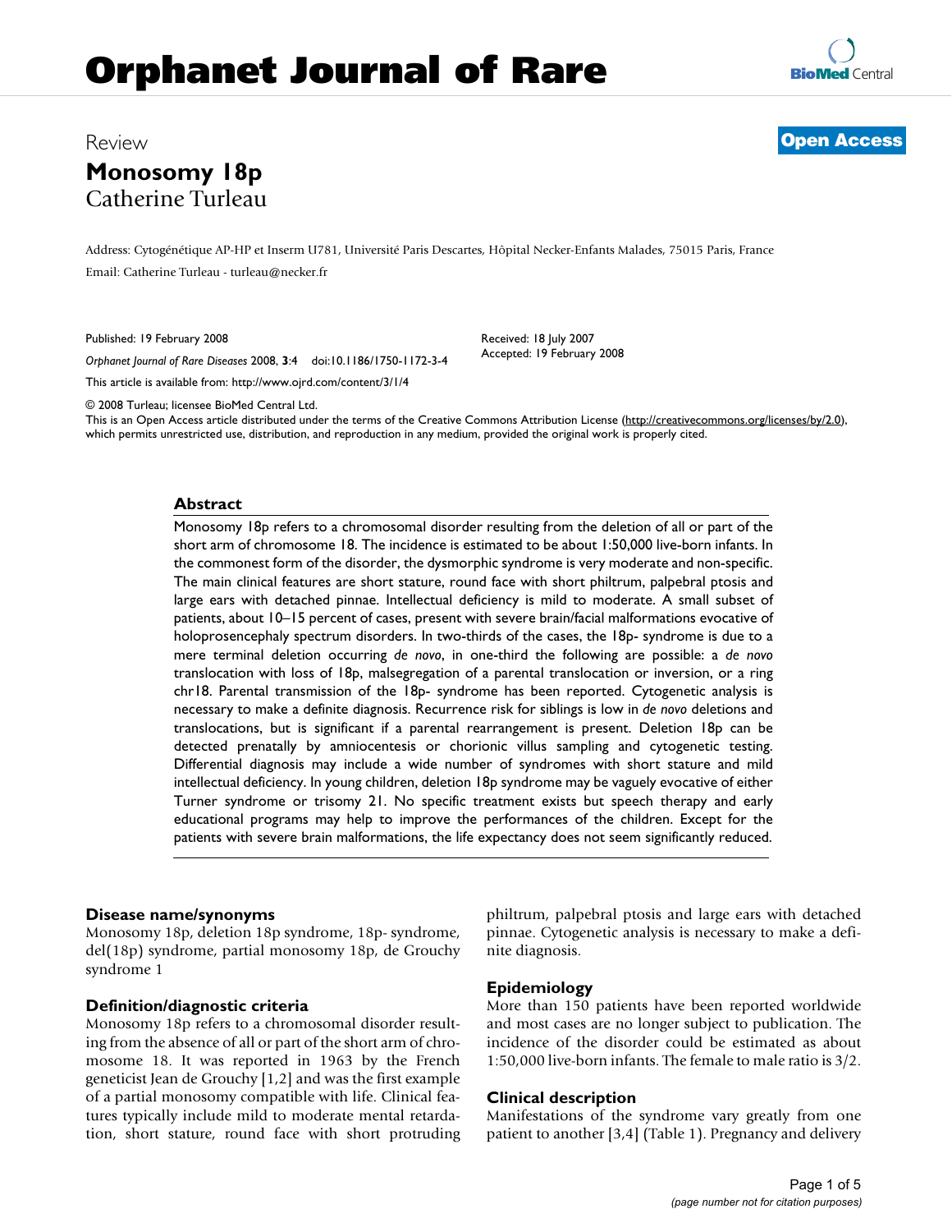# Orphanet Journal of Rare

Review **Open Access**

# Monosomy 18p

Catherine Turleau

Address: Cytogénétique AP-HP et Inserm U781, Université Paris Descartes, Hôpital Necker-Enfants Malades, 75015 Paris, France

Email: Catherine Turleau - turleau@necker.fr

Published: 19 February 2008

*Orphanet Journal of Rare Diseases* 2008, **3**:4 doi:10.1186/1750-1172-3-4

Received: 18 July 2007
Accepted: 19 February 2008

This article is available from: http://www.ojrd.com/content/3/1/4

© 2008 Turleau; licensee BioMed Central Ltd.
This is an Open Access article distributed under the terms of the Creative Commons Attribution License (http://creativecommons.org/licenses/by/2.0), which permits unrestricted use, distribution, and reproduction in any medium, provided the original work is properly cited.

## Abstract

Monosomy 18p refers to a chromosomal disorder resulting from the deletion of all or part of the short arm of chromosome 18. The incidence is estimated to be about 1:50,000 live-born infants. In the commonest form of the disorder, the dysmorphic syndrome is very moderate and non-specific. The main clinical features are short stature, round face with short philtrum, palpebral ptosis and large ears with detached pinnae. Intellectual deficiency is mild to moderate. A small subset of patients, about 10–15 percent of cases, present with severe brain/facial malformations evocative of holoprosencephaly spectrum disorders. In two-thirds of the cases, the 18p- syndrome is due to a mere terminal deletion occurring *de novo*, in one-third the following are possible: a *de novo* translocation with loss of 18p, malsegregation of a parental translocation or inversion, or a ring chr18. Parental transmission of the 18p- syndrome has been reported. Cytogenetic analysis is necessary to make a definite diagnosis. Recurrence risk for siblings is low in *de novo* deletions and translocations, but is significant if a parental rearrangement is present. Deletion 18p can be detected prenatally by amniocentesis or chorionic villus sampling and cytogenetic testing. Differential diagnosis may include a wide number of syndromes with short stature and mild intellectual deficiency. In young children, deletion 18p syndrome may be vaguely evocative of either Turner syndrome or trisomy 21. No specific treatment exists but speech therapy and early educational programs may help to improve the performances of the children. Except for the patients with severe brain malformations, the life expectancy does not seem significantly reduced.

## Disease name/synonyms

Monosomy 18p, deletion 18p syndrome, 18p- syndrome, del(18p) syndrome, partial monosomy 18p, de Grouchy syndrome 1

## Definition/diagnostic criteria

Monosomy 18p refers to a chromosomal disorder resulting from the absence of all or part of the short arm of chromosome 18. It was reported in 1963 by the French geneticist Jean de Grouchy [1,2] and was the first example of a partial monosomy compatible with life. Clinical features typically include mild to moderate mental retardation, short stature, round face with short protruding philtrum, palpebral ptosis and large ears with detached pinnae. Cytogenetic analysis is necessary to make a definite diagnosis.

## Epidemiology

More than 150 patients have been reported worldwide and most cases are no longer subject to publication. The incidence of the disorder could be estimated as about 1:50,000 live-born infants. The female to male ratio is 3/2.

## Clinical description

Manifestations of the syndrome vary greatly from one patient to another [3,4] (Table 1). Pregnancy and delivery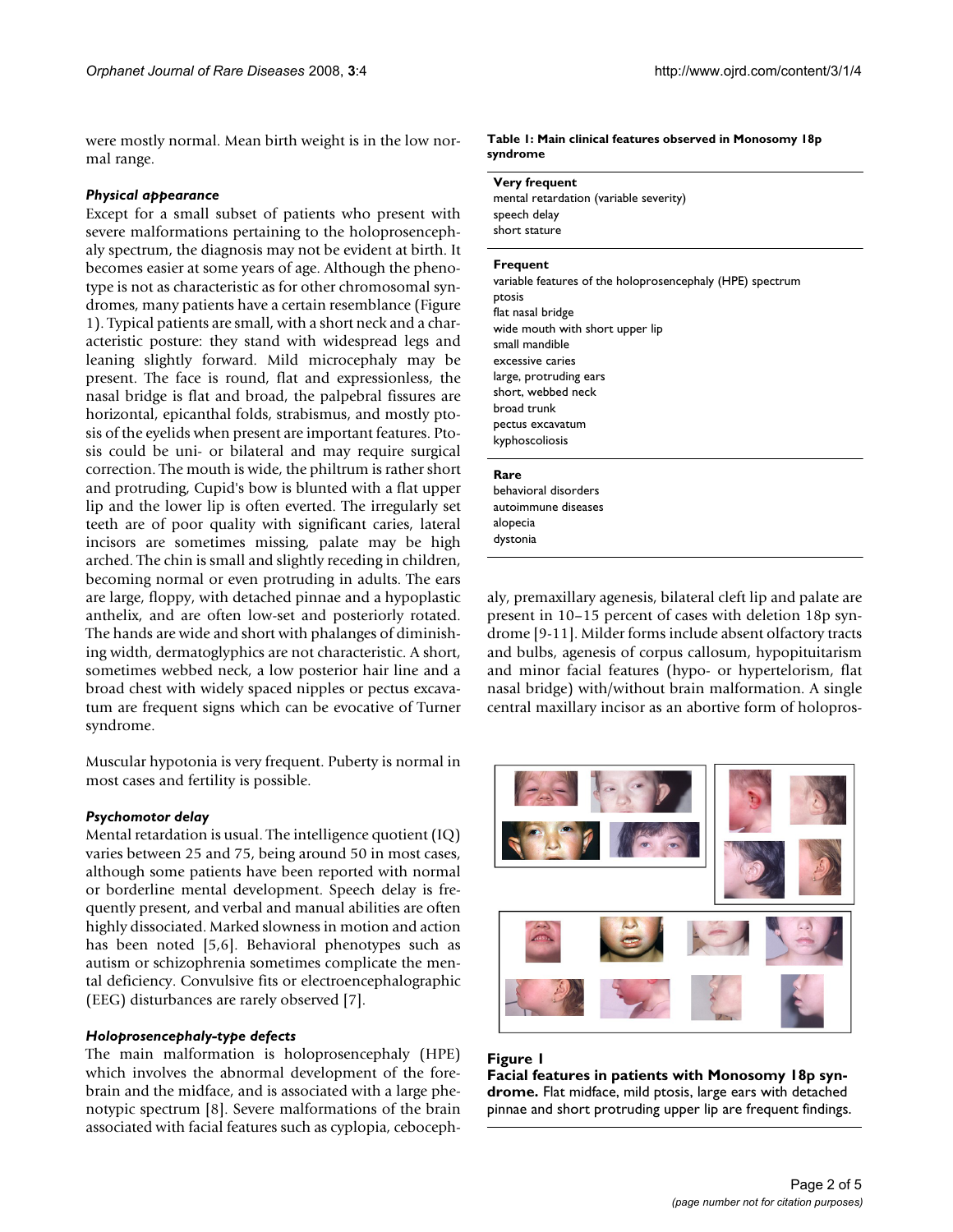were mostly normal. Mean birth weight is in the low normal range.

### *Physical appearance*

Except for a small subset of patients who present with severe malformations pertaining to the holoprosencephaly spectrum, the diagnosis may not be evident at birth. It becomes easier at some years of age. Although the phenotype is not as characteristic as for other chromosomal syndromes, many patients have a certain resemblance (Figure 1). Typical patients are small, with a short neck and a characteristic posture: they stand with widespread legs and leaning slightly forward. Mild microcephaly may be present. The face is round, flat and expressionless, the nasal bridge is flat and broad, the palpebral fissures are horizontal, epicanthal folds, strabismus, and mostly ptosis of the eyelids when present are important features. Ptosis could be uni- or bilateral and may require surgical correction. The mouth is wide, the philtrum is rather short and protruding, Cupid's bow is blunted with a flat upper lip and the lower lip is often everted. The irregularly set teeth are of poor quality with significant caries, lateral incisors are sometimes missing, palate may be high arched. The chin is small and slightly receding in children, becoming normal or even protruding in adults. The ears are large, floppy, with detached pinnae and a hypoplastic anthelix, and are often low-set and posteriorly rotated. The hands are wide and short with phalanges of diminishing width, dermatoglyphics are not characteristic. A short, sometimes webbed neck, a low posterior hair line and a broad chest with widely spaced nipples or pectus excavatum are frequent signs which can be evocative of Turner syndrome.

Muscular hypotonia is very frequent. Puberty is normal in most cases and fertility is possible.

### *Psychomotor delay*

Mental retardation is usual. The intelligence quotient (IQ) varies between 25 and 75, being around 50 in most cases, although some patients have been reported with normal or borderline mental development. Speech delay is frequently present, and verbal and manual abilities are often highly dissociated. Marked slowness in motion and action has been noted [5,6]. Behavioral phenotypes such as autism or schizophrenia sometimes complicate the mental deficiency. Convulsive fits or electroencephalographic (EEG) disturbances are rarely observed [7].

### *Holoprosencephaly-type defects*

The main malformation is holoprosencephaly (HPE) which involves the abnormal development of the forebrain and the midface, and is associated with a large phenotypic spectrum [8]. Severe malformations of the brain associated with facial features such as cyclopia, cebocephaly, premaxillary agenesis, bilateral cleft lip and palate are present in 10–15 percent of cases with deletion 18p syndrome [9-11]. Milder forms include absent olfactory tracts and bulbs, agenesis of corpus callosum, hypopituitarism and minor facial features (hypo- or hypertelorism, flat nasal bridge) with/without brain malformation. A single central maxillary incisor as an abortive form of holopros-

**Table 1: Main clinical features observed in Monosomy 18p syndrome**

| |
|---|
| **Very frequent** |
| mental retardation (variable severity) |
| speech delay |
| short stature |
| **Frequent** |
| variable features of the holoprosencephaly (HPE) spectrum |
| ptosis |
| flat nasal bridge |
| wide mouth with short upper lip |
| small mandible |
| excessive caries |
| large, protruding ears |
| short, webbed neck |
| broad trunk |
| pectus excavatum |
| kyphoscoliosis |
| **Rare** |
| behavioral disorders |
| autoimmune diseases |
| alopecia |
| dystonia |

**Figure 1**

**Facial features in patients with Monosomy 18p syndrome.** Flat midface, mild ptosis, large ears with detached pinnae and short protruding upper lip are frequent findings.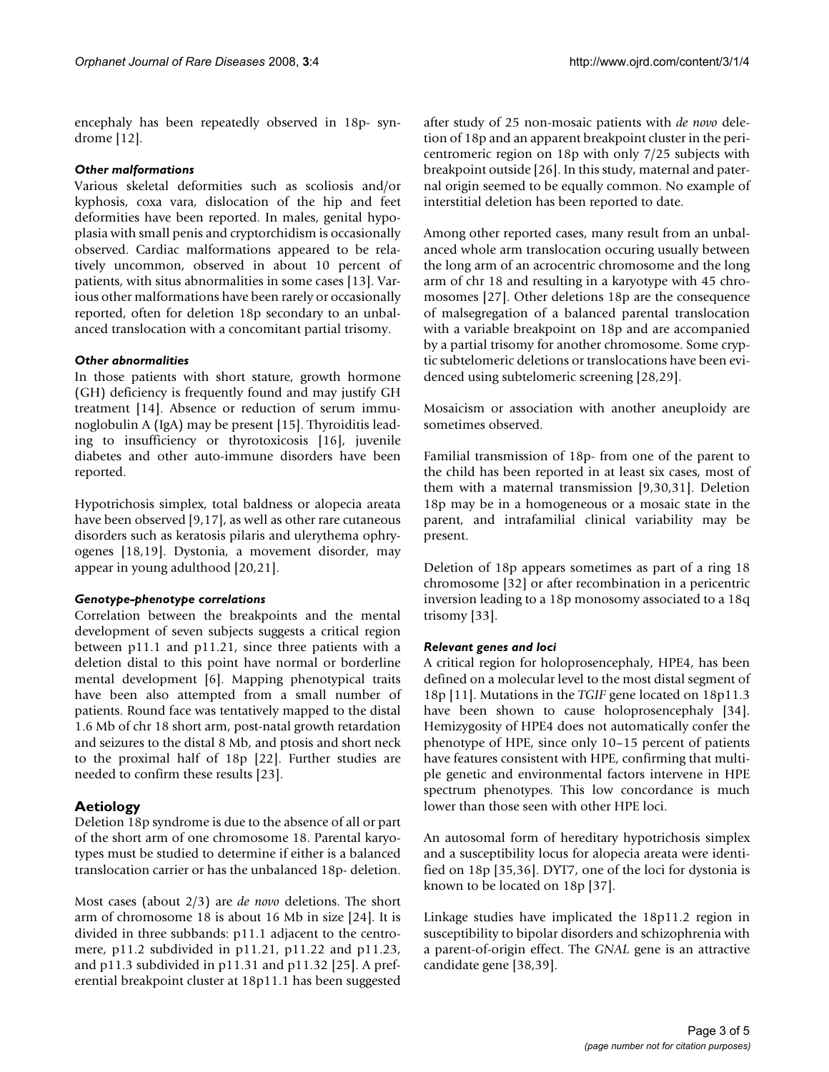encephaly has been repeatedly observed in 18p- syndrome [12].

#### *Other malformations*

Various skeletal deformities such as scoliosis and/or kyphosis, coxa vara, dislocation of the hip and feet deformities have been reported. In males, genital hypoplasia with small penis and cryptorchidism is occasionally observed. Cardiac malformations appeared to be relatively uncommon, observed in about 10 percent of patients, with situs abnormalities in some cases [13]. Various other malformations have been rarely or occasionally reported, often for deletion 18p secondary to an unbalanced translocation with a concomitant partial trisomy.

#### *Other abnormalities*

In those patients with short stature, growth hormone (GH) deficiency is frequently found and may justify GH treatment [14]. Absence or reduction of serum immunoglobulin A (IgA) may be present [15]. Thyroiditis leading to insufficiency or thyrotoxicosis [16], juvenile diabetes and other auto-immune disorders have been reported.

Hypotrichosis simplex, total baldness or alopecia areata have been observed [9,17], as well as other rare cutaneous disorders such as keratosis pilaris and ulerythema ophryogenes [18,19]. Dystonia, a movement disorder, may appear in young adulthood [20,21].

#### *Genotype-phenotype correlations*

Correlation between the breakpoints and the mental development of seven subjects suggests a critical region between p11.1 and p11.21, since three patients with a deletion distal to this point have normal or borderline mental development [6]. Mapping phenotypical traits have been also attempted from a small number of patients. Round face was tentatively mapped to the distal 1.6 Mb of chr 18 short arm, post-natal growth retardation and seizures to the distal 8 Mb, and ptosis and short neck to the proximal half of 18p [22]. Further studies are needed to confirm these results [23].

## Aetiology

Deletion 18p syndrome is due to the absence of all or part of the short arm of one chromosome 18. Parental karyotypes must be studied to determine if either is a balanced translocation carrier or has the unbalanced 18p- deletion.

Most cases (about 2/3) are *de novo* deletions. The short arm of chromosome 18 is about 16 Mb in size [24]. It is divided in three subbands: p11.1 adjacent to the centromere, p11.2 subdivided in p11.21, p11.22 and p11.23, and p11.3 subdivided in p11.31 and p11.32 [25]. A preferential breakpoint cluster at 18p11.1 has been suggested after study of 25 non-mosaic patients with *de novo* deletion of 18p and an apparent breakpoint cluster in the pericentromeric region on 18p with only 7/25 subjects with breakpoint outside [26]. In this study, maternal and paternal origin seemed to be equally common. No example of interstitial deletion has been reported to date.

Among other reported cases, many result from an unbalanced whole arm translocation occuring usually between the long arm of an acrocentric chromosome and the long arm of chr 18 and resulting in a karyotype with 45 chromosomes [27]. Other deletions 18p are the consequence of malsegregation of a balanced parental translocation with a variable breakpoint on 18p and are accompanied by a partial trisomy for another chromosome. Some cryptic subtelomeric deletions or translocations have been evidenced using subtelomeric screening [28,29].

Mosaicism or association with another aneuploidy are sometimes observed.

Familial transmission of 18p- from one of the parent to the child has been reported in at least six cases, most of them with a maternal transmission [9,30,31]. Deletion 18p may be in a homogeneous or a mosaic state in the parent, and intrafamilial clinical variability may be present.

Deletion of 18p appears sometimes as part of a ring 18 chromosome [32] or after recombination in a pericentric inversion leading to a 18p monosomy associated to a 18q trisomy [33].

#### *Relevant genes and loci*

A critical region for holoprosencephaly, HPE4, has been defined on a molecular level to the most distal segment of 18p [11]. Mutations in the *TGIF* gene located on 18p11.3 have been shown to cause holoprosencephaly [34]. Hemizygosity of HPE4 does not automatically confer the phenotype of HPE, since only 10–15 percent of patients have features consistent with HPE, confirming that multiple genetic and environmental factors intervene in HPE spectrum phenotypes. This low concordance is much lower than those seen with other HPE loci.

An autosomal form of hereditary hypotrichosis simplex and a susceptibility locus for alopecia areata were identified on 18p [35,36]. DYT7, one of the loci for dystonia is known to be located on 18p [37].

Linkage studies have implicated the 18p11.2 region in susceptibility to bipolar disorders and schizophrenia with a parent-of-origin effect. The *GNAL* gene is an attractive candidate gene [38,39].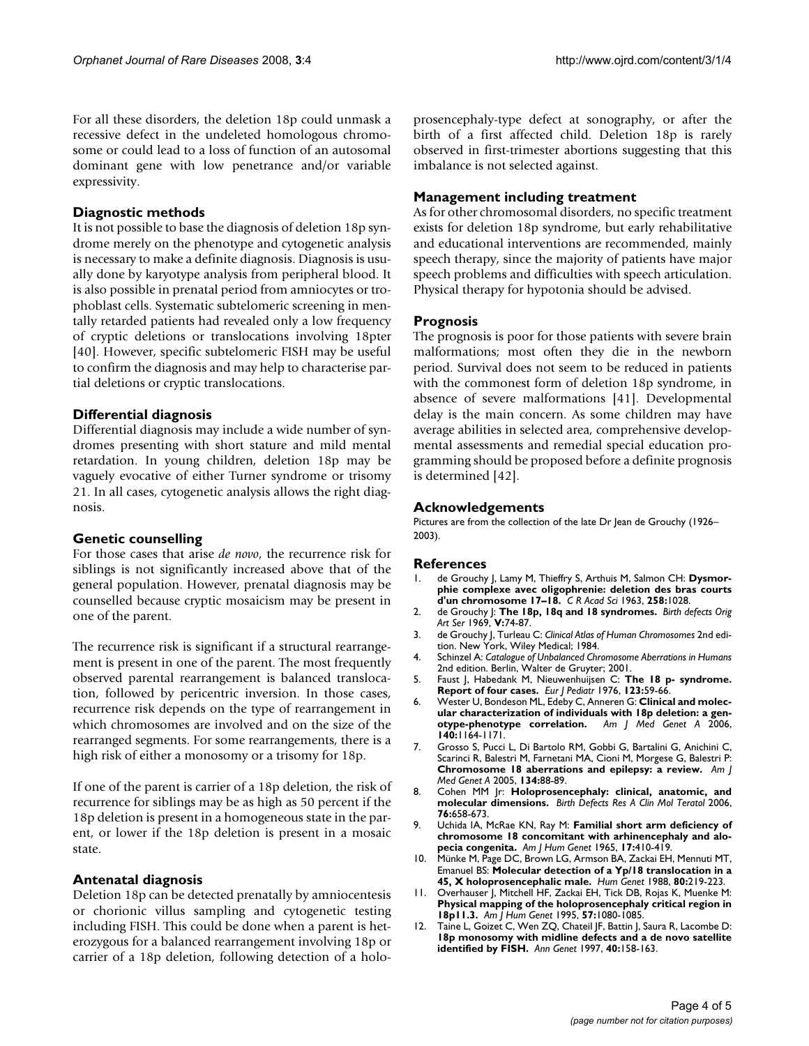For all these disorders, the deletion 18p could unmask a recessive defect in the undeleted homologous chromosome or could lead to a loss of function of an autosomal dominant gene with low penetrance and/or variable expressivity.

## Diagnostic methods

It is not possible to base the diagnosis of deletion 18p syndrome merely on the phenotype and cytogenetic analysis is necessary to make a definite diagnosis. Diagnosis is usually done by karyotype analysis from peripheral blood. It is also possible in prenatal period from amniocytes or trophoblast cells. Systematic subtelomeric screening in mentally retarded patients had revealed only a low frequency of cryptic deletions or translocations involving 18pter [40]. However, specific subtelomeric FISH may be useful to confirm the diagnosis and may help to characterise partial deletions or cryptic translocations.

## Differential diagnosis

Differential diagnosis may include a wide number of syndromes presenting with short stature and mild mental retardation. In young children, deletion 18p may be vaguely evocative of either Turner syndrome or trisomy 21. In all cases, cytogenetic analysis allows the right diagnosis.

## Genetic counselling

For those cases that arise *de novo*, the recurrence risk for siblings is not significantly increased above that of the general population. However, prenatal diagnosis may be counselled because cryptic mosaicism may be present in one of the parent.

The recurrence risk is significant if a structural rearrangement is present in one of the parent. The most frequently observed parental rearrangement is balanced translocation, followed by pericentric inversion. In those cases, recurrence risk depends on the type of rearrangement in which chromosomes are involved and on the size of the rearranged segments. For some rearrangements, there is a high risk of either a monosomy or a trisomy for 18p.

If one of the parent is carrier of a 18p deletion, the risk of recurrence for siblings may be as high as 50 percent if the 18p deletion is present in a homogeneous state in the parent, or lower if the 18p deletion is present in a mosaic state.

## Antenatal diagnosis

Deletion 18p can be detected prenatally by amniocentesis or chorionic villus sampling and cytogenetic testing including FISH. This could be done when a parent is heterozygous for a balanced rearrangement involving 18p or carrier of a 18p deletion, following detection of a holoprosencephaly-type defect at sonography, or after the birth of a first affected child. Deletion 18p is rarely observed in first-trimester abortions suggesting that this imbalance is not selected against.

## Management including treatment

As for other chromosomal disorders, no specific treatment exists for deletion 18p syndrome, but early rehabilitative and educational interventions are recommended, mainly speech therapy, since the majority of patients have major speech problems and difficulties with speech articulation. Physical therapy for hypotonia should be advised.

## Prognosis

The prognosis is poor for those patients with severe brain malformations; most often they die in the newborn period. Survival does not seem to be reduced in patients with the commonest form of deletion 18p syndrome, in absence of severe malformations [41]. Developmental delay is the main concern. As some children may have average abilities in selected area, comprehensive developmental assessments and remedial special education programming should be proposed before a definite prognosis is determined [42].

## Acknowledgements

Pictures are from the collection of the late Dr Jean de Grouchy (1926–2003).

## References

1. de Grouchy J, Lamy M, Thieffry S, Arthuis M, Salmon CH: **Dysmorphie complexe avec oligophrenie: deletion des bras courts d'un chromosome 17–18.** *C R Acad Sci* 1963, **258:**1028.
2. de Grouchy J: **The 18p, 18q and 18 syndromes.** *Birth defects Orig Art Ser* 1969, **V:**74-87.
3. de Grouchy J, Turleau C: *Clinical Atlas of Human Chromosomes* 2nd edition. New York, Wiley Medical; 1984.
4. Schinzel A: *Catalogue of Unbalanced Chromosome Aberrations in Humans* 2nd edition. Berlin, Walter de Gruyter; 2001.
5. Faust J, Habedank M, Nieuwenhuijsen C: **The 18 p- syndrome. Report of four cases.** *Eur J Pediatr* 1976, **123:**59-66.
6. Wester U, Bondeson ML, Edeby C, Anneren G: **Clinical and molecular characterization of individuals with 18p deletion: a genotype-phenotype correlation.** *Am J Med Genet A* 2006, **140:**1164-1171.
7. Grosso S, Pucci L, Di Bartolo RM, Gobbi G, Bartalini G, Anichini C, Scarinci R, Balestri M, Farnetani MA, Cioni M, Morgese G, Balestri P: **Chromosome 18 aberrations and epilepsy: a review.** *Am J Med Genet A* 2005, **134:**88-89.
8. Cohen MM Jr: **Holoprosencephaly: clinical, anatomic, and molecular dimensions.** *Birth Defects Res A Clin Mol Teratol* 2006, **76:**658-673.
9. Uchida IA, McRae KN, Ray M: **Familial short arm deficiency of chromosome 18 concomitant with arhinencephaly and alopecia congenita.** *Am J Hum Genet* 1965, **17:**410-419.
10. Münke M, Page DC, Brown LG, Armson BA, Zackai EH, Mennuti MT, Emanuel BS: **Molecular detection of a Yp/18 translocation in a 45, X holoprosencephalic male.** *Hum Genet* 1988, **80:**219-223.
11. Overhauser J, Mitchell HF, Zackai EH, Tick DB, Rojas K, Muenke M: **Physical mapping of the holoprosencephaly critical region in 18p11.3.** *Am J Hum Genet* 1995, **57:**1080-1085.
12. Taine L, Goizet C, Wen ZQ, Chateil JF, Battin J, Saura R, Lacombe D: **18p monosomy with midline defects and a de novo satellite identified by FISH.** *Ann Genet* 1997, **40:**158-163.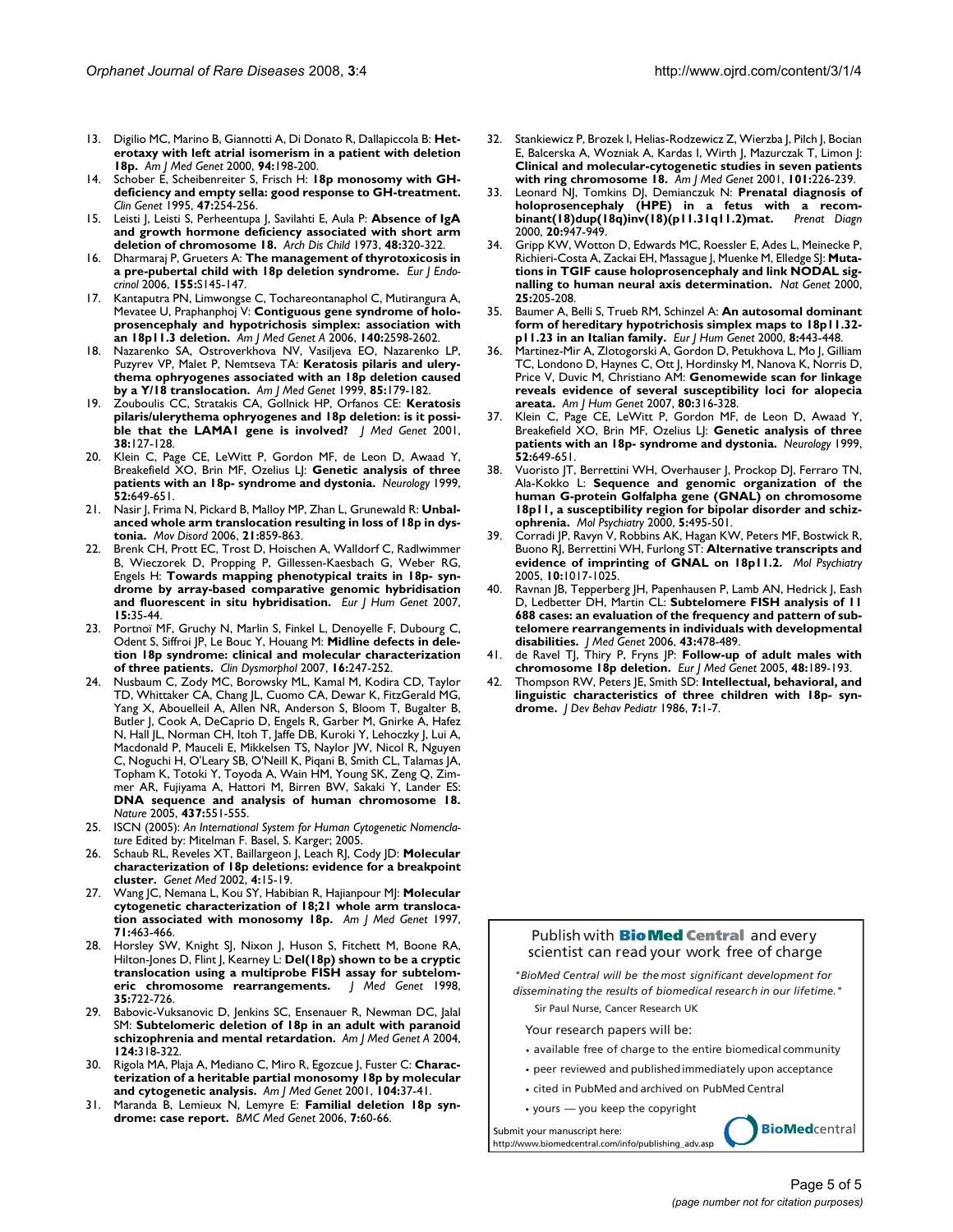13. Digilio MC, Marino B, Giannotti A, Di Donato R, Dallapiccola B: **Heterotaxy with left atrial isomerism in a patient with deletion 18p.** *Am J Med Genet* 2000, **94:**198-200.
14. Schober E, Scheibenreiter S, Frisch H: **18p monosomy with GH-deficiency and empty sella: good response to GH-treatment.** *Clin Genet* 1995, **47:**254-256.
15. Leisti J, Leisti S, Perheentupa J, Savilahti E, Aula P: **Absence of IgA and growth hormone deficiency associated with short arm deletion of chromosome 18.** *Arch Dis Child* 1973, **48:**320-322.
16. Dharmaraj P, Grueters A: **The management of thyrotoxicosis in a pre-pubertal child with 18p deletion syndrome.** *Eur J Endocrinol* 2006, **155:**S145-147.
17. Kantaputra PN, Limwongse C, Tochareontanaphol C, Mutirangura A, Mevatee U, Praphanphoj V: **Contiguous gene syndrome of holoprosencephaly and hypotrichosis simplex: association with an 18p11.3 deletion.** *Am J Med Genet A* 2006, **140:**2598-2602.
18. Nazarenko SA, Ostroverkhova NV, Vasiljeva EO, Nazarenko LP, Puzyrev VP, Malet P, Nemtseva TA: **Keratosis pilaris and ulerythema ophryogenes associated with an 18p deletion caused by a Y/18 translocation.** *Am J Med Genet* 1999, **85:**179-182.
19. Zouboulis CC, Stratakis CA, Gollnick HP, Orfanos CE: **Keratosis pilaris/ulerythema ophryogenes and 18p deletion: is it possible that the LAMA1 gene is involved?** *J Med Genet* 2001, **38:**127-128.
20. Klein C, Page CE, LeWitt P, Gordon MF, de Leon D, Awaad Y, Breakefield XO, Brin MF, Ozelius LJ: **Genetic analysis of three patients with an 18p- syndrome and dystonia.** *Neurology* 1999, **52:**649-651.
21. Nasir J, Frima N, Pickard B, Malloy MP, Zhan L, Grunewald R: **Unbalanced whole arm translocation resulting in loss of 18p in dystonia.** *Mov Disord* 2006, **21:**859-863.
22. Brenk CH, Prott EC, Trost D, Hoischen A, Walldorf C, Radlwimmer B, Wieczorek D, Propping P, Gillessen-Kaesbach G, Weber RG, Engels H: **Towards mapping phenotypical traits in 18p- syndrome by array-based comparative genomic hybridisation and fluorescent in situ hybridisation.** *Eur J Hum Genet* 2007, **15:**35-44.
23. Portnoï MF, Gruchy N, Marlin S, Finkel L, Denoyelle F, Dubourg C, Odent S, Siffroi JP, Le Bouc Y, Houang M: **Midline defects in deletion 18p syndrome: clinical and molecular characterization of three patients.** *Clin Dysmorphol* 2007, **16:**247-252.
24. Nusbaum C, Zody MC, Borowsky ML, Kamal M, Kodira CD, Taylor TD, Whittaker CA, Chang JL, Cuomo CA, Dewar K, FitzGerald MG, Yang X, Abouelleil A, Allen NR, Anderson S, Bloom T, Bugalter B, Butler J, Cook A, DeCaprio D, Engels R, Garber M, Gnirke A, Hafez N, Hall JL, Norman CH, Itoh T, Jaffe DB, Kuroki Y, Lehoczky J, Lui A, Macdonald P, Mauceli E, Mikkelsen TS, Naylor JW, Nicol R, Nguyen C, Noguchi H, O'Leary SB, O'Neill K, Piqani B, Smith CL, Talamas JA, Topham K, Totoki Y, Toyoda A, Wain HM, Young SK, Zeng Q, Zimmer AR, Fujiyama A, Hattori M, Birren BW, Sakaki Y, Lander ES: **DNA sequence and analysis of human chromosome 18.** *Nature* 2005, **437:**551-555.
25. ISCN (2005): *An International System for Human Cytogenetic Nomenclature* Edited by: Mitelman F. Basel, S. Karger; 2005.
26. Schaub RL, Reveles XT, Baillargeon J, Leach RJ, Cody JD: **Molecular characterization of 18p deletions: evidence for a breakpoint cluster.** *Genet Med* 2002, **4:**15-19.
27. Wang JC, Nemana L, Kou SY, Habibian R, Hajianpour MJ: **Molecular cytogenetic characterization of 18;21 whole arm translocation associated with monosomy 18p.** *Am J Med Genet* 1997, **71:**463-466.
28. Horsley SW, Knight SJ, Nixon J, Huson S, Fitchett M, Boone RA, Hilton-Jones D, Flint J, Kearney L: **Del(18p) shown to be a cryptic translocation using a multiprobe FISH assay for subtelomeric chromosome rearrangements.** *J Med Genet* 1998, **35:**722-726.
29. Babovic-Vuksanovic D, Jenkins SC, Ensenauer R, Newman DC, Jalal SM: **Subtelomeric deletion of 18p in an adult with paranoid schizophrenia and mental retardation.** *Am J Med Genet A* 2004, **124:**318-322.
30. Rigola MA, Plaja A, Mediano C, Miro R, Egozcue J, Fuster C: **Characterization of a heritable partial monosomy 18p by molecular and cytogenetic analysis.** *Am J Med Genet* 2001, **104:**37-41.
31. Maranda B, Lemieux N, Lemyre E: **Familial deletion 18p syndrome: case report.** *BMC Med Genet* 2006, **7:**60-66.
32. Stankiewicz P, Brozek I, Helias-Rodzewicz Z, Wierzba J, Pilch J, Bocian E, Balcerska A, Wozniak A, Kardas I, Wirth J, Mazurczak T, Limon J: **Clinical and molecular-cytogenetic studies in seven patients with ring chromosome 18.** *Am J Med Genet* 2001, **101:**226-239.
33. Leonard NJ, Tomkins DJ, Demianczuk N: **Prenatal diagnosis of holoprosencephaly (HPE) in a fetus with a recombinant(18)dup(18q)inv(18)(p11.31q11.2)mat.** *Prenat Diagn* 2000, **20:**947-949.
34. Gripp KW, Wotton D, Edwards MC, Roessler E, Ades L, Meinecke P, Richieri-Costa A, Zackai EH, Massague J, Muenke M, Elledge SJ: **Mutations in TGIF cause holoprosencephaly and link NODAL signalling to human neural axis determination.** *Nat Genet* 2000, **25:**205-208.
35. Baumer A, Belli S, Trueb RM, Schinzel A: **An autosomal dominant form of hereditary hypotrichosis simplex maps to 18p11.32-p11.23 in an Italian family.** *Eur J Hum Genet* 2000, **8:**443-448.
36. Martinez-Mir A, Zlotogorski A, Gordon D, Petukhova L, Mo J, Gilliam TC, Londono D, Haynes C, Ott J, Hordinsky M, Nanova K, Norris D, Price V, Duvic M, Christiano AM: **Genomewide scan for linkage reveals evidence of several susceptibility loci for alopecia areata.** *Am J Hum Genet* 2007, **80:**316-328.
37. Klein C, Page CE, LeWitt P, Gordon MF, de Leon D, Awaad Y, Breakefield XO, Brin MF, Ozelius LJ: **Genetic analysis of three patients with an 18p- syndrome and dystonia.** *Neurology* 1999, **52:**649-651.
38. Vuoristo JT, Berrettini WH, Overhauser J, Prockop DJ, Ferraro TN, Ala-Kokko L: **Sequence and genomic organization of the human G-protein Golfalpha gene (GNAL) on chromosome 18p11, a susceptibility region for bipolar disorder and schizophrenia.** *Mol Psychiatry* 2000, **5:**495-501.
39. Corradi JP, Ravyn V, Robbins AK, Hagan KW, Peters MF, Bostwick R, Buono RJ, Berrettini WH, Furlong ST: **Alternative transcripts and evidence of imprinting of GNAL on 18p11.2.** *Mol Psychiatry* 2005, **10:**1017-1025.
40. Ravnan JB, Tepperberg JH, Papenhausen P, Lamb AN, Hedrick J, Eash D, Ledbetter DH, Martin CL: **Subtelomere FISH analysis of 11 688 cases: an evaluation of the frequency and pattern of subtelomere rearrangements in individuals with developmental disabilities.** *J Med Genet* 2006, **43:**478-489.
41. de Ravel TJ, Thiry P, Fryns JP: **Follow-up of adult males with chromosome 18p deletion.** *Eur J Med Genet* 2005, **48:**189-193.
42. Thompson RW, Peters JE, Smith SD: **Intellectual, behavioral, and linguistic characteristics of three children with 18p- syndrome.** *J Dev Behav Pediatr* 1986, **7:**1-7.

Publish with **BioMed Central** and every scientist can read your work free of charge

*"BioMed Central will be the most significant development for disseminating the results of biomedical research in our lifetime."*
Sir Paul Nurse, Cancer Research UK

Your research papers will be:

- available free of charge to the entire biomedical community
- peer reviewed and published immediately upon acceptance
- cited in PubMed and archived on PubMed Central
- yours — you keep the copyright

Submit your manuscript here:
http://www.biomedcentral.com/info/publishing_adv.asp

**BioMed**central